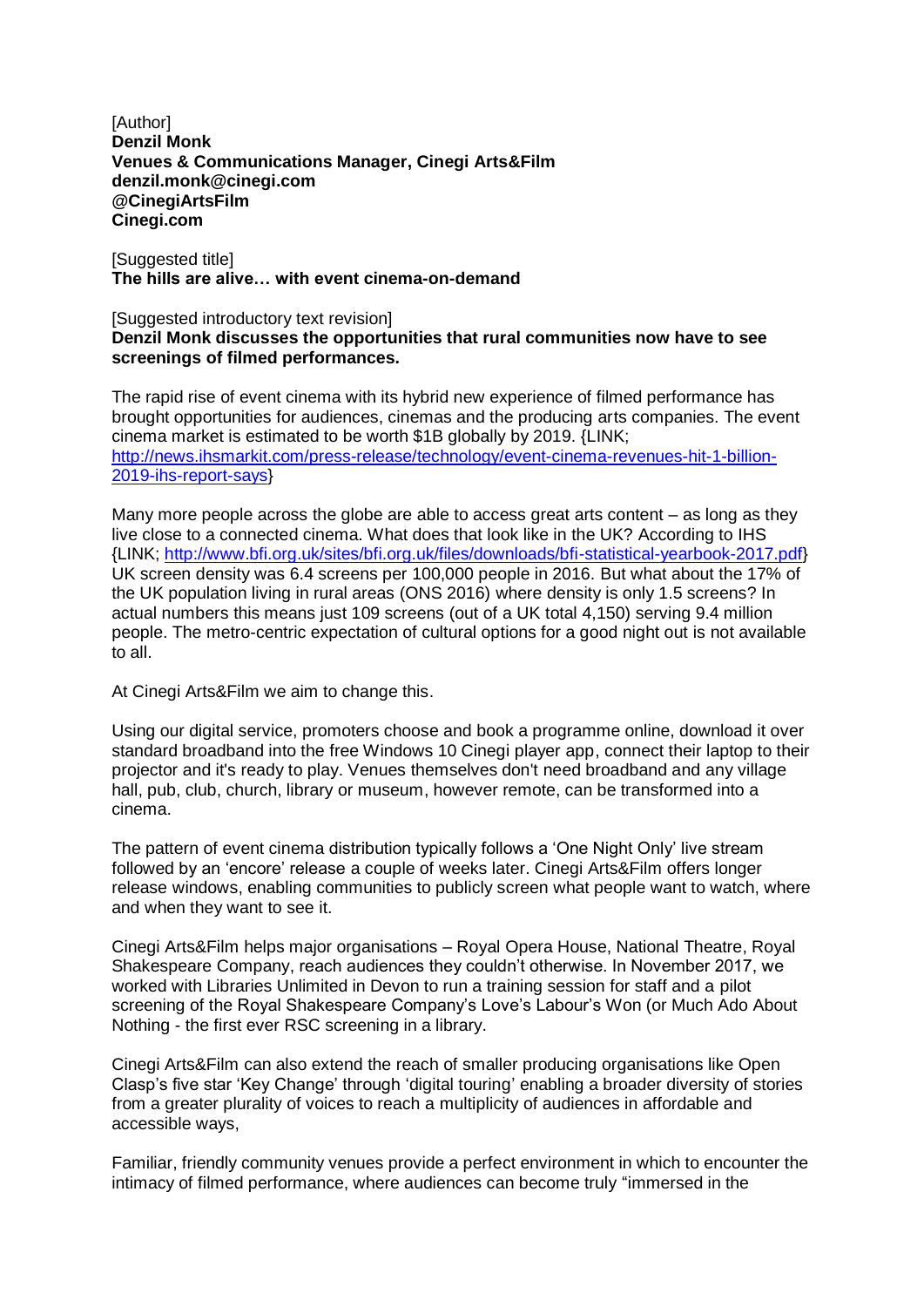[Author]
**Denzil Monk**
**Venues & Communications Manager, Cinegi Arts&Film**
**denzil.monk@cinegi.com**
**@CinegiArtsFilm**
**Cinegi.com**

[Suggested title]
**The hills are alive… with event cinema-on-demand**

[Suggested introductory text revision]
**Denzil Monk discusses the opportunities that rural communities now have to see screenings of filmed performances.**

The rapid rise of event cinema with its hybrid new experience of filmed performance has brought opportunities for audiences, cinemas and the producing arts companies. The event cinema market is estimated to be worth $1B globally by 2019. {LINK; http://news.ihsmarkit.com/press-release/technology/event-cinema-revenues-hit-1-billion-2019-ihs-report-says}

Many more people across the globe are able to access great arts content – as long as they live close to a connected cinema. What does that look like in the UK? According to IHS {LINK; http://www.bfi.org.uk/sites/bfi.org.uk/files/downloads/bfi-statistical-yearbook-2017.pdf} UK screen density was 6.4 screens per 100,000 people in 2016. But what about the 17% of the UK population living in rural areas (ONS 2016) where density is only 1.5 screens? In actual numbers this means just 109 screens (out of a UK total 4,150) serving 9.4 million people. The metro-centric expectation of cultural options for a good night out is not available to all.

At Cinegi Arts&Film we aim to change this.

Using our digital service, promoters choose and book a programme online, download it over standard broadband into the free Windows 10 Cinegi player app, connect their laptop to their projector and it's ready to play. Venues themselves don't need broadband and any village hall, pub, club, church, library or museum, however remote, can be transformed into a cinema.

The pattern of event cinema distribution typically follows a 'One Night Only' live stream followed by an 'encore' release a couple of weeks later. Cinegi Arts&Film offers longer release windows, enabling communities to publicly screen what people want to watch, where and when they want to see it.

Cinegi Arts&Film helps major organisations – Royal Opera House, National Theatre, Royal Shakespeare Company, reach audiences they couldn't otherwise. In November 2017, we worked with Libraries Unlimited in Devon to run a training session for staff and a pilot screening of the Royal Shakespeare Company's Love's Labour's Won (or Much Ado About Nothing - the first ever RSC screening in a library.

Cinegi Arts&Film can also extend the reach of smaller producing organisations like Open Clasp's five star 'Key Change' through 'digital touring' enabling a broader diversity of stories from a greater plurality of voices to reach a multiplicity of audiences in affordable and accessible ways,

Familiar, friendly community venues provide a perfect environment in which to encounter the intimacy of filmed performance, where audiences can become truly "immersed in the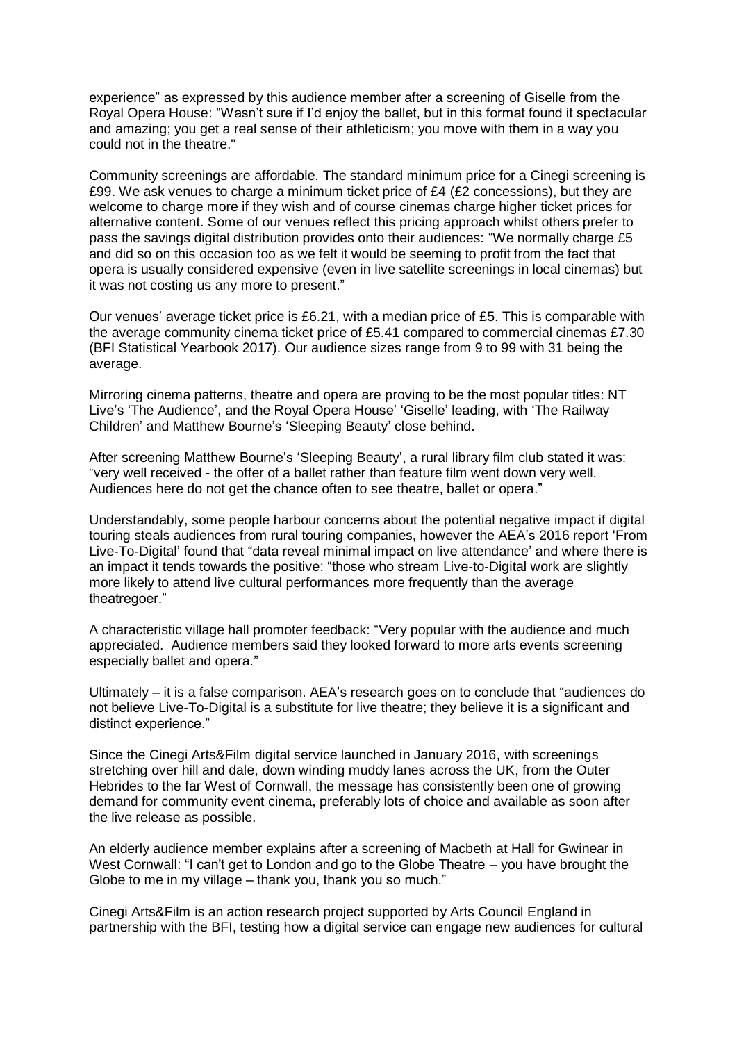experience" as expressed by this audience member after a screening of Giselle from the Royal Opera House: "Wasn't sure if I'd enjoy the ballet, but in this format found it spectacular and amazing; you get a real sense of their athleticism; you move with them in a way you could not in the theatre."

Community screenings are affordable. The standard minimum price for a Cinegi screening is £99. We ask venues to charge a minimum ticket price of £4 (£2 concessions), but they are welcome to charge more if they wish and of course cinemas charge higher ticket prices for alternative content. Some of our venues reflect this pricing approach whilst others prefer to pass the savings digital distribution provides onto their audiences: "We normally charge £5 and did so on this occasion too as we felt it would be seeming to profit from the fact that opera is usually considered expensive (even in live satellite screenings in local cinemas) but it was not costing us any more to present."

Our venues' average ticket price is £6.21, with a median price of £5. This is comparable with the average community cinema ticket price of £5.41 compared to commercial cinemas £7.30 (BFI Statistical Yearbook 2017). Our audience sizes range from 9 to 99 with 31 being the average.

Mirroring cinema patterns, theatre and opera are proving to be the most popular titles: NT Live's 'The Audience', and the Royal Opera House' 'Giselle' leading, with 'The Railway Children' and Matthew Bourne's 'Sleeping Beauty' close behind.

After screening Matthew Bourne's 'Sleeping Beauty', a rural library film club stated it was: "very well received - the offer of a ballet rather than feature film went down very well. Audiences here do not get the chance often to see theatre, ballet or opera."

Understandably, some people harbour concerns about the potential negative impact if digital touring steals audiences from rural touring companies, however the AEA's 2016 report 'From Live-To-Digital' found that "data reveal minimal impact on live attendance' and where there is an impact it tends towards the positive: "those who stream Live-to-Digital work are slightly more likely to attend live cultural performances more frequently than the average theatregoer."

A characteristic village hall promoter feedback: "Very popular with the audience and much appreciated. Audience members said they looked forward to more arts events screening especially ballet and opera."

Ultimately – it is a false comparison. AEA's research goes on to conclude that "audiences do not believe Live-To-Digital is a substitute for live theatre; they believe it is a significant and distinct experience."

Since the Cinegi Arts&Film digital service launched in January 2016, with screenings stretching over hill and dale, down winding muddy lanes across the UK, from the Outer Hebrides to the far West of Cornwall, the message has consistently been one of growing demand for community event cinema, preferably lots of choice and available as soon after the live release as possible.

An elderly audience member explains after a screening of Macbeth at Hall for Gwinear in West Cornwall: "I can't get to London and go to the Globe Theatre – you have brought the Globe to me in my village – thank you, thank you so much."

Cinegi Arts&Film is an action research project supported by Arts Council England in partnership with the BFI, testing how a digital service can engage new audiences for cultural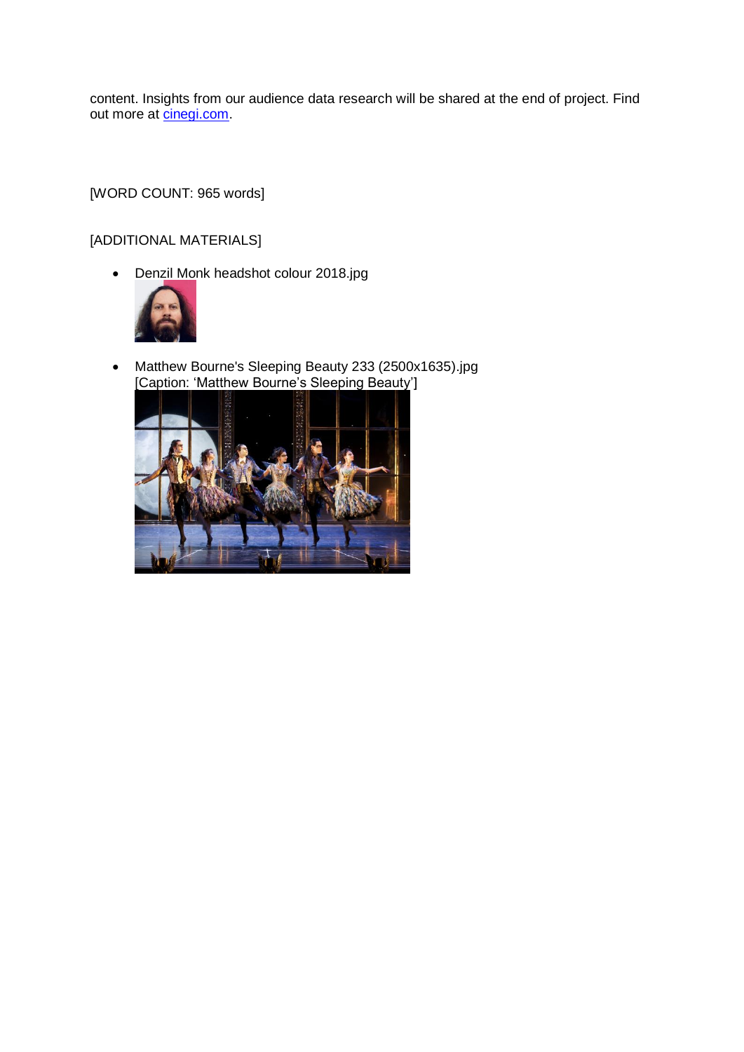content. Insights from our audience data research will be shared at the end of project. Find out more at [cinegi.com](cinegi.com).

[WORD COUNT: 965 words]

[ADDITIONAL MATERIALS]

- Denzil Monk headshot colour 2018.jpg
- Matthew Bourne's Sleeping Beauty 233 (2500x1635).jpg
  [Caption: 'Matthew Bourne's Sleeping Beauty']